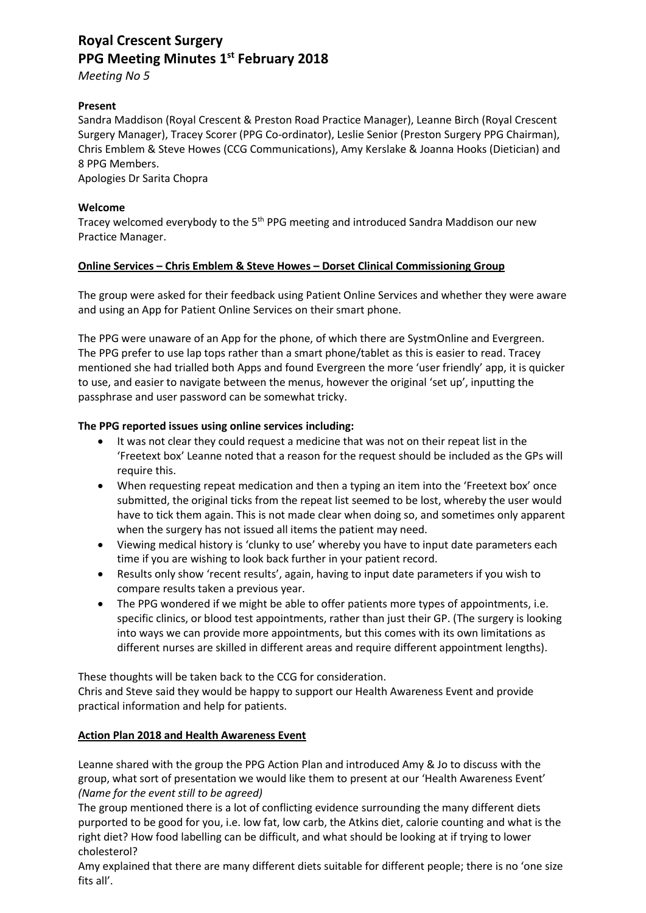# Royal Crescent Surgery
# PPG Meeting Minutes 1st February 2018

*Meeting No 5*

**Present**

Sandra Maddison (Royal Crescent & Preston Road Practice Manager), Leanne Birch (Royal Crescent Surgery Manager), Tracey Scorer (PPG Co-ordinator), Leslie Senior (Preston Surgery PPG Chairman), Chris Emblem & Steve Howes (CCG Communications), Amy Kerslake & Joanna Hooks (Dietician) and 8 PPG Members.

Apologies Dr Sarita Chopra

**Welcome**

Tracey welcomed everybody to the 5th PPG meeting and introduced Sandra Maddison our new Practice Manager.

**Online Services – Chris Emblem & Steve Howes – Dorset Clinical Commissioning Group**

The group were asked for their feedback using Patient Online Services and whether they were aware and using an App for Patient Online Services on their smart phone.

The PPG were unaware of an App for the phone, of which there are SystmOnline and Evergreen. The PPG prefer to use lap tops rather than a smart phone/tablet as this is easier to read. Tracey mentioned she had trialled both Apps and found Evergreen the more 'user friendly' app, it is quicker to use, and easier to navigate between the menus, however the original 'set up', inputting the passphrase and user password can be somewhat tricky.

**The PPG reported issues using online services including:**

- It was not clear they could request a medicine that was not on their repeat list in the 'Freetext box' Leanne noted that a reason for the request should be included as the GPs will require this.
- When requesting repeat medication and then a typing an item into the 'Freetext box' once submitted, the original ticks from the repeat list seemed to be lost, whereby the user would have to tick them again. This is not made clear when doing so, and sometimes only apparent when the surgery has not issued all items the patient may need.
- Viewing medical history is 'clunky to use' whereby you have to input date parameters each time if you are wishing to look back further in your patient record.
- Results only show 'recent results', again, having to input date parameters if you wish to compare results taken a previous year.
- The PPG wondered if we might be able to offer patients more types of appointments, i.e. specific clinics, or blood test appointments, rather than just their GP. (The surgery is looking into ways we can provide more appointments, but this comes with its own limitations as different nurses are skilled in different areas and require different appointment lengths).

These thoughts will be taken back to the CCG for consideration.

Chris and Steve said they would be happy to support our Health Awareness Event and provide practical information and help for patients.

**Action Plan 2018 and Health Awareness Event**

Leanne shared with the group the PPG Action Plan and introduced Amy & Jo to discuss with the group, what sort of presentation we would like them to present at our 'Health Awareness Event' *(Name for the event still to be agreed)*

The group mentioned there is a lot of conflicting evidence surrounding the many different diets purported to be good for you, i.e. low fat, low carb, the Atkins diet, calorie counting and what is the right diet? How food labelling can be difficult, and what should be looking at if trying to lower cholesterol?

Amy explained that there are many different diets suitable for different people; there is no 'one size fits all'.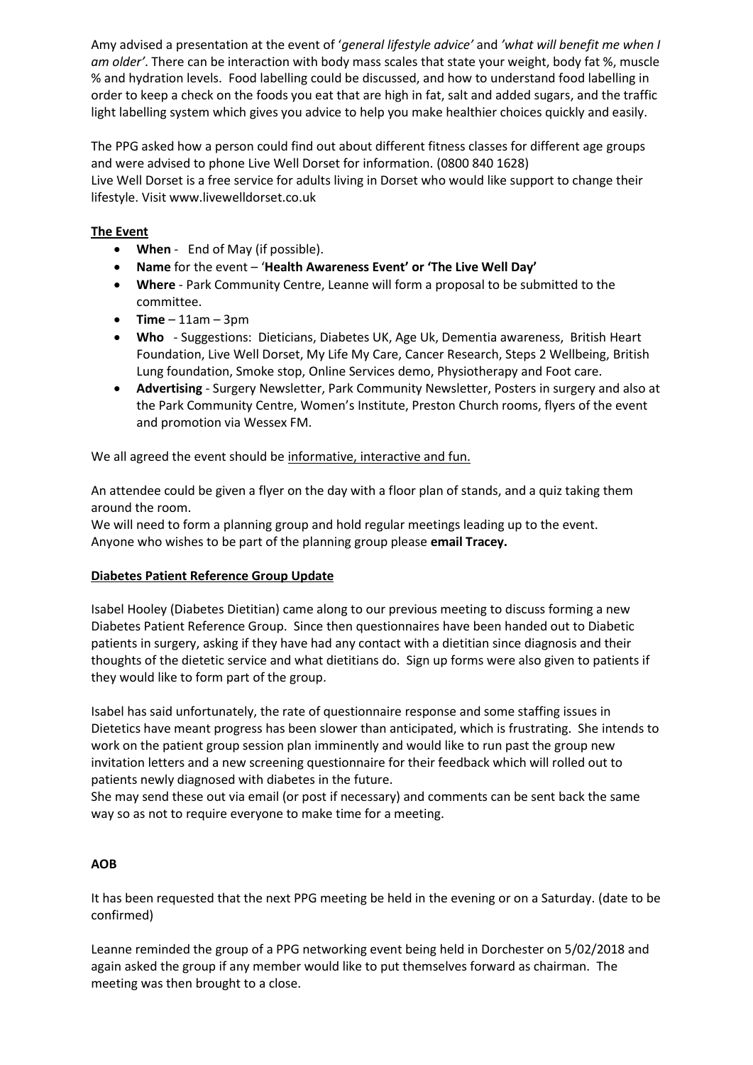Amy advised a presentation at the event of '*general lifestyle advice'* and *'what will benefit me when I am older'*. There can be interaction with body mass scales that state your weight, body fat %, muscle % and hydration levels. Food labelling could be discussed, and how to understand food labelling in order to keep a check on the foods you eat that are high in fat, salt and added sugars, and the traffic light labelling system which gives you advice to help you make healthier choices quickly and easily.

The PPG asked how a person could find out about different fitness classes for different age groups and were advised to phone Live Well Dorset for information. (0800 840 1628)
Live Well Dorset is a free service for adults living in Dorset who would like support to change their lifestyle. Visit www.livewelldorset.co.uk

**<u>The Event</u>**

- **When** - End of May (if possible).
- **Name** for the event – '**Health Awareness Event' or 'The Live Well Day'**
- **Where** - Park Community Centre, Leanne will form a proposal to be submitted to the committee.
- **Time** – 11am – 3pm
- **Who** - Suggestions: Dieticians, Diabetes UK, Age Uk, Dementia awareness, British Heart Foundation, Live Well Dorset, My Life My Care, Cancer Research, Steps 2 Wellbeing, British Lung foundation, Smoke stop, Online Services demo, Physiotherapy and Foot care.
- **Advertising** - Surgery Newsletter, Park Community Newsletter, Posters in surgery and also at the Park Community Centre, Women's Institute, Preston Church rooms, flyers of the event and promotion via Wessex FM.

We all agreed the event should be <u>informative, interactive and fun.</u>

An attendee could be given a flyer on the day with a floor plan of stands, and a quiz taking them around the room.
We will need to form a planning group and hold regular meetings leading up to the event.
Anyone who wishes to be part of the planning group please **email Tracey.**

**<u>Diabetes Patient Reference Group Update</u>**

Isabel Hooley (Diabetes Dietitian) came along to our previous meeting to discuss forming a new Diabetes Patient Reference Group. Since then questionnaires have been handed out to Diabetic patients in surgery, asking if they have had any contact with a dietitian since diagnosis and their thoughts of the dietetic service and what dietitians do. Sign up forms were also given to patients if they would like to form part of the group.

Isabel has said unfortunately, the rate of questionnaire response and some staffing issues in Dietetics have meant progress has been slower than anticipated, which is frustrating. She intends to work on the patient group session plan imminently and would like to run past the group new invitation letters and a new screening questionnaire for their feedback which will rolled out to patients newly diagnosed with diabetes in the future.
She may send these out via email (or post if necessary) and comments can be sent back the same way so as not to require everyone to make time for a meeting.

**AOB**

It has been requested that the next PPG meeting be held in the evening or on a Saturday. (date to be confirmed)

Leanne reminded the group of a PPG networking event being held in Dorchester on 5/02/2018 and again asked the group if any member would like to put themselves forward as chairman. The meeting was then brought to a close.